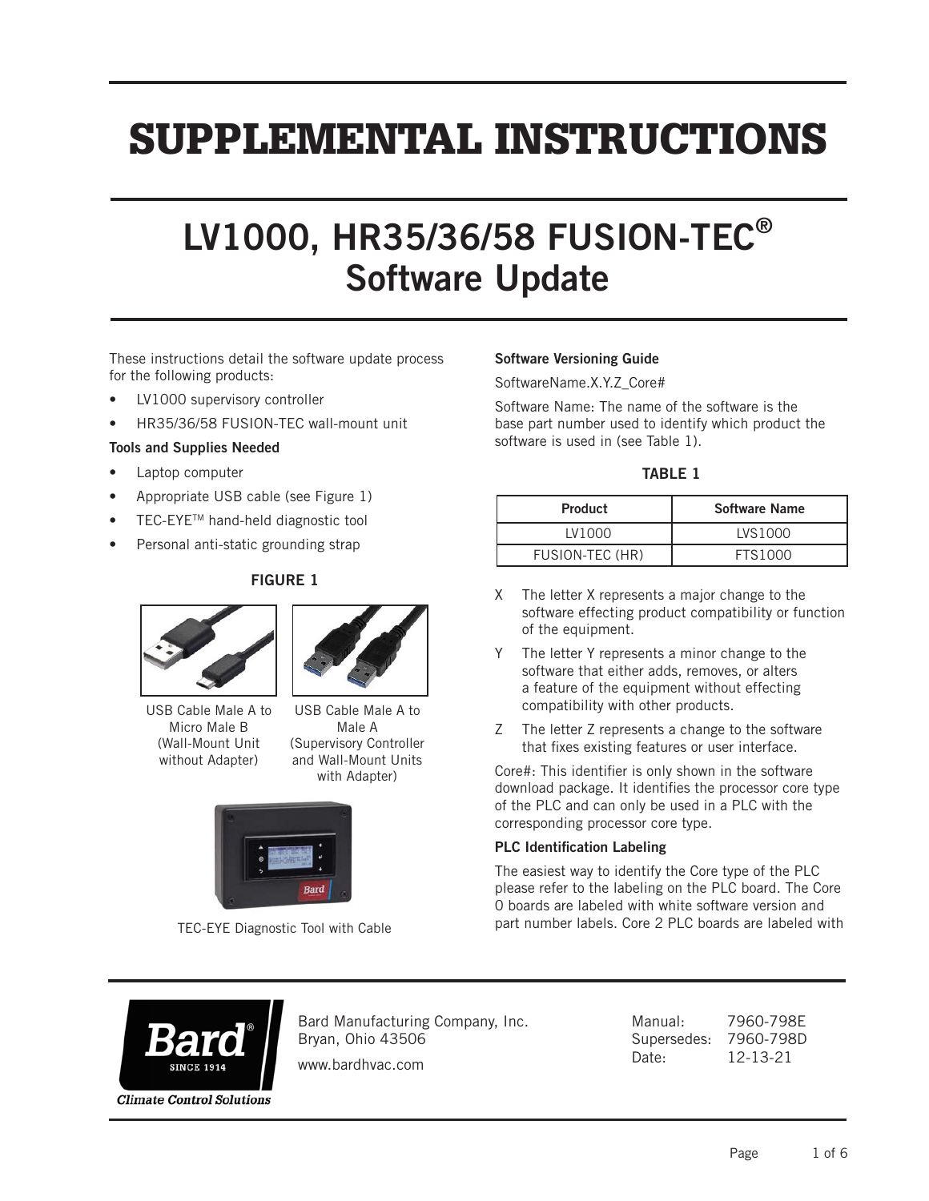# SUPPLEMENTAL INSTRUCTIONS

## LV1000, HR35/36/58 FUSION-TEC®
## Software Update

These instructions detail the software update process for the following products:

- LV1000 supervisory controller
- HR35/36/58 FUSION-TEC wall-mount unit

**Tools and Supplies Needed**

- Laptop computer
- Appropriate USB cable (see Figure 1)
- TEC-EYE™ hand-held diagnostic tool
- Personal anti-static grounding strap

**FIGURE 1**

USB Cable Male A to Micro Male B (Wall-Mount Unit without Adapter)

USB Cable Male A to Male A (Supervisory Controller and Wall-Mount Units with Adapter)

TEC-EYE Diagnostic Tool with Cable

**Software Versioning Guide**

SoftwareName.X.Y.Z_Core#

Software Name: The name of the software is the base part number used to identify which product the software is used in (see Table 1).

**TABLE 1**

| Product | Software Name |
| --- | --- |
| LV1000 | LVS1000 |
| FUSION-TEC (HR) | FTS1000 |

X The letter X represents a major change to the software effecting product compatibility or function of the equipment.

Y The letter Y represents a minor change to the software that either adds, removes, or alters a feature of the equipment without effecting compatibility with other products.

Z The letter Z represents a change to the software that fixes existing features or user interface.

Core#: This identifier is only shown in the software download package. It identifies the processor core type of the PLC and can only be used in a PLC with the corresponding processor core type.

**PLC Identification Labeling**

The easiest way to identify the Core type of the PLC please refer to the labeling on the PLC board. The Core 0 boards are labeled with white software version and part number labels. Core 2 PLC boards are labeled with

Bard Manufacturing Company, Inc.
Bryan, Ohio 43506
www.bardhvac.com

Manual: 7960-798E
Supersedes: 7960-798D
Date: 12-13-21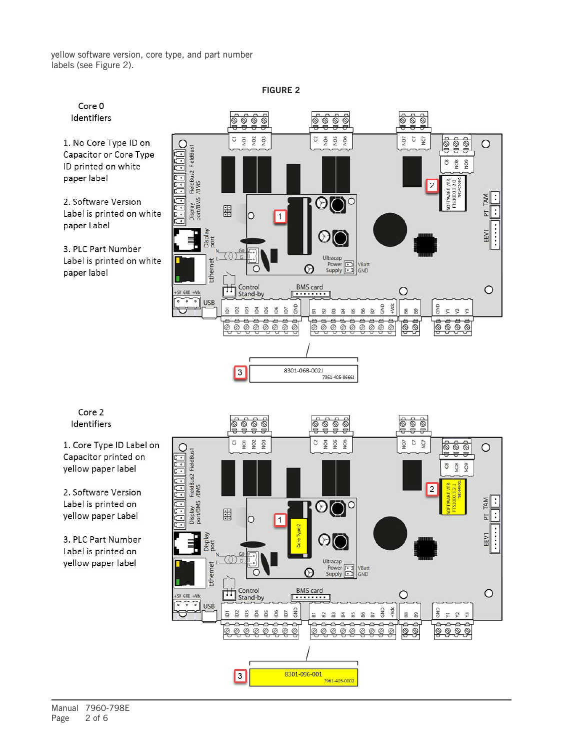yellow software version, core type, and part number labels (see Figure 2).

**FIGURE 2**

Core 0 Identifiers

1. No Core Type ID on Capacitor or Core Type ID printed on white paper label
2. Software Version Label is printed on white paper Label
3. PLC Part Number Label is printed on white paper label

Core 2 Identifiers

1. Core Type ID Label on Capacitor printed on yellow paper label
2. Software Version Label is printed on yellow paper Label
3. PLC Part Number Label is printed on yellow paper label

Manual 7960-798E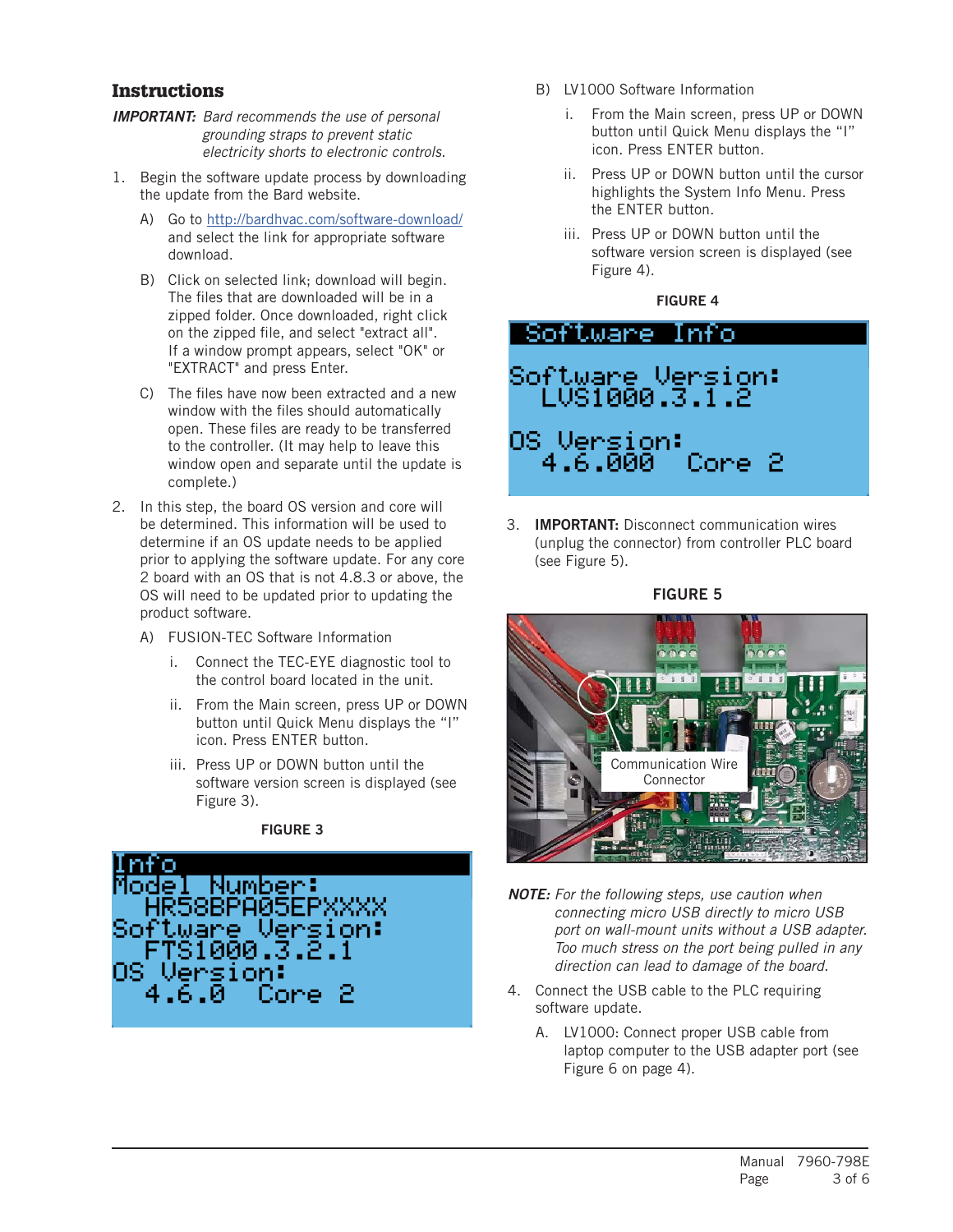## Instructions

***IMPORTANT:*** *Bard recommends the use of personal grounding straps to prevent static electricity shorts to electronic controls.*

1. Begin the software update process by downloading the update from the Bard website.

   A) Go to http://bardhvac.com/software-download/ and select the link for appropriate software download.

   B) Click on selected link; download will begin. The files that are downloaded will be in a zipped folder. Once downloaded, right click on the zipped file, and select "extract all". If a window prompt appears, select "OK" or "EXTRACT" and press Enter.

   C) The files have now been extracted and a new window with the files should automatically open. These files are ready to be transferred to the controller. (It may help to leave this window open and separate until the update is complete.)

2. In this step, the board OS version and core will be determined. This information will be used to determine if an OS update needs to be applied prior to applying the software update. For any core 2 board with an OS that is not 4.8.3 or above, the OS will need to be updated prior to updating the product software.

   A) FUSION-TEC Software Information

      i. Connect the TEC-EYE diagnostic tool to the control board located in the unit.

      ii. From the Main screen, press UP or DOWN button until Quick Menu displays the "I" icon. Press ENTER button.

      iii. Press UP or DOWN button until the software version screen is displayed (see Figure 3).

**FIGURE 3**

```
Info
Model Number:
   HR58BPA05EPXXXX
Software Version:
   FTS1000.3.2.1
OS Version:
   4.6.0  Core 2
```

   B) LV1000 Software Information

      i. From the Main screen, press UP or DOWN button until Quick Menu displays the "I" icon. Press ENTER button.

      ii. Press UP or DOWN button until the cursor highlights the System Info Menu. Press the ENTER button.

      iii. Press UP or DOWN button until the software version screen is displayed (see Figure 4).

**FIGURE 4**

```
Software Info

Software Version:
   LVS1000.3.1.2

OS Version:
   4.6.000  Core 2
```

3. **IMPORTANT:** Disconnect communication wires (unplug the connector) from controller PLC board (see Figure 5).

**FIGURE 5**

Communication Wire Connector

***NOTE:*** *For the following steps, use caution when connecting micro USB directly to micro USB port on wall-mount units without a USB adapter. Too much stress on the port being pulled in any direction can lead to damage of the board.*

4. Connect the USB cable to the PLC requiring software update.

   A. LV1000: Connect proper USB cable from laptop computer to the USB adapter port (see Figure 6 on page 4).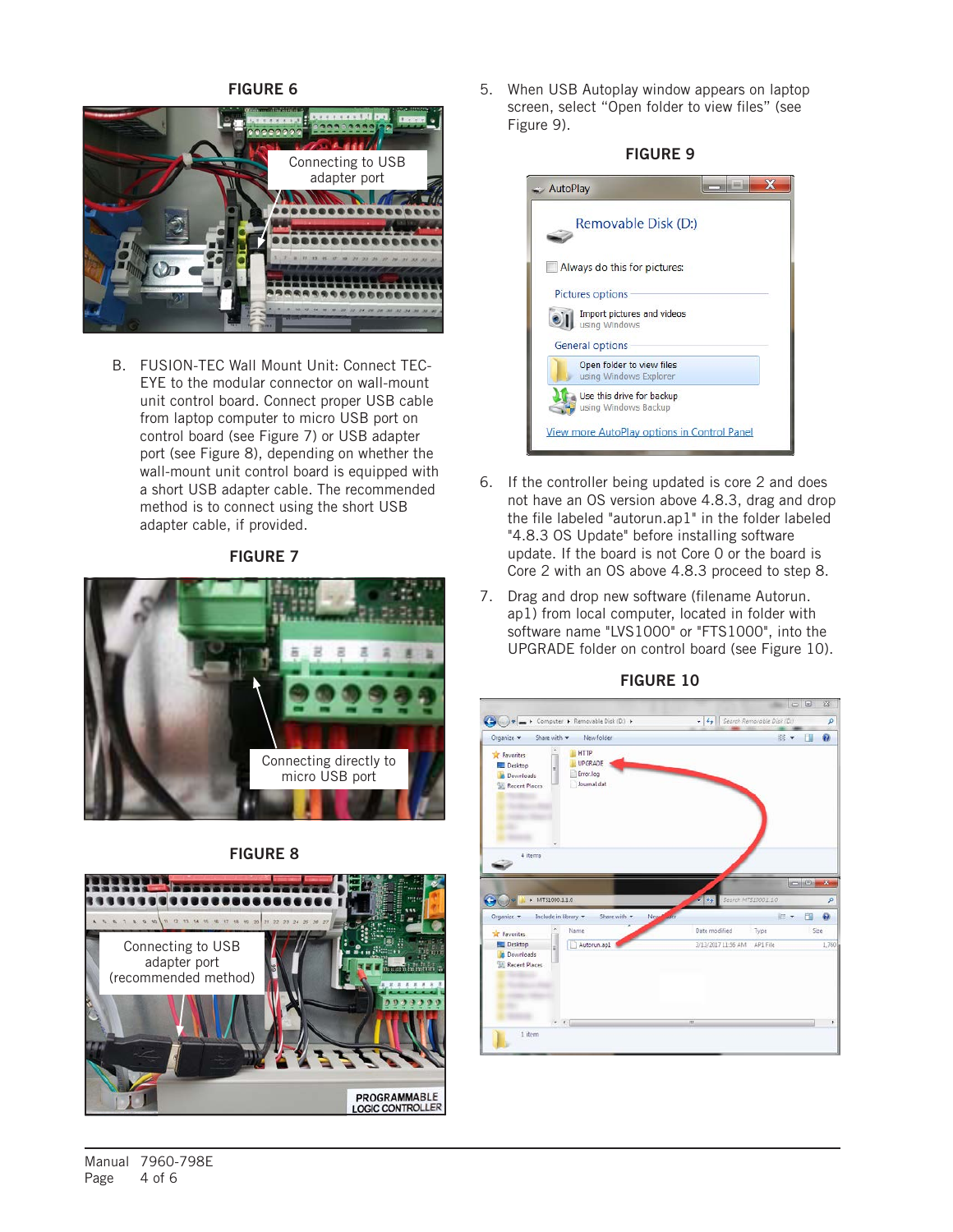**FIGURE 6**

Connecting to USB adapter port

B. FUSION-TEC Wall Mount Unit: Connect TEC-EYE to the modular connector on wall-mount unit control board. Connect proper USB cable from laptop computer to micro USB port on control board (see Figure 7) or USB adapter port (see Figure 8), depending on whether the wall-mount unit control board is equipped with a short USB adapter cable. The recommended method is to connect using the short USB adapter cable, if provided.

**FIGURE 7**

Connecting directly to micro USB port

**FIGURE 8**

Connecting to USB adapter port (recommended method)

5. When USB Autoplay window appears on laptop screen, select "Open folder to view files" (see Figure 9).

**FIGURE 9**

6. If the controller being updated is core 2 and does not have an OS version above 4.8.3, drag and drop the file labeled "autorun.ap1" in the folder labeled "4.8.3 OS Update" before installing software update. If the board is not Core 0 or the board is Core 2 with an OS above 4.8.3 proceed to step 8.

7. Drag and drop new software (filename Autorun.ap1) from local computer, located in folder with software name "LVS1000" or "FTS1000", into the UPGRADE folder on control board (see Figure 10).

**FIGURE 10**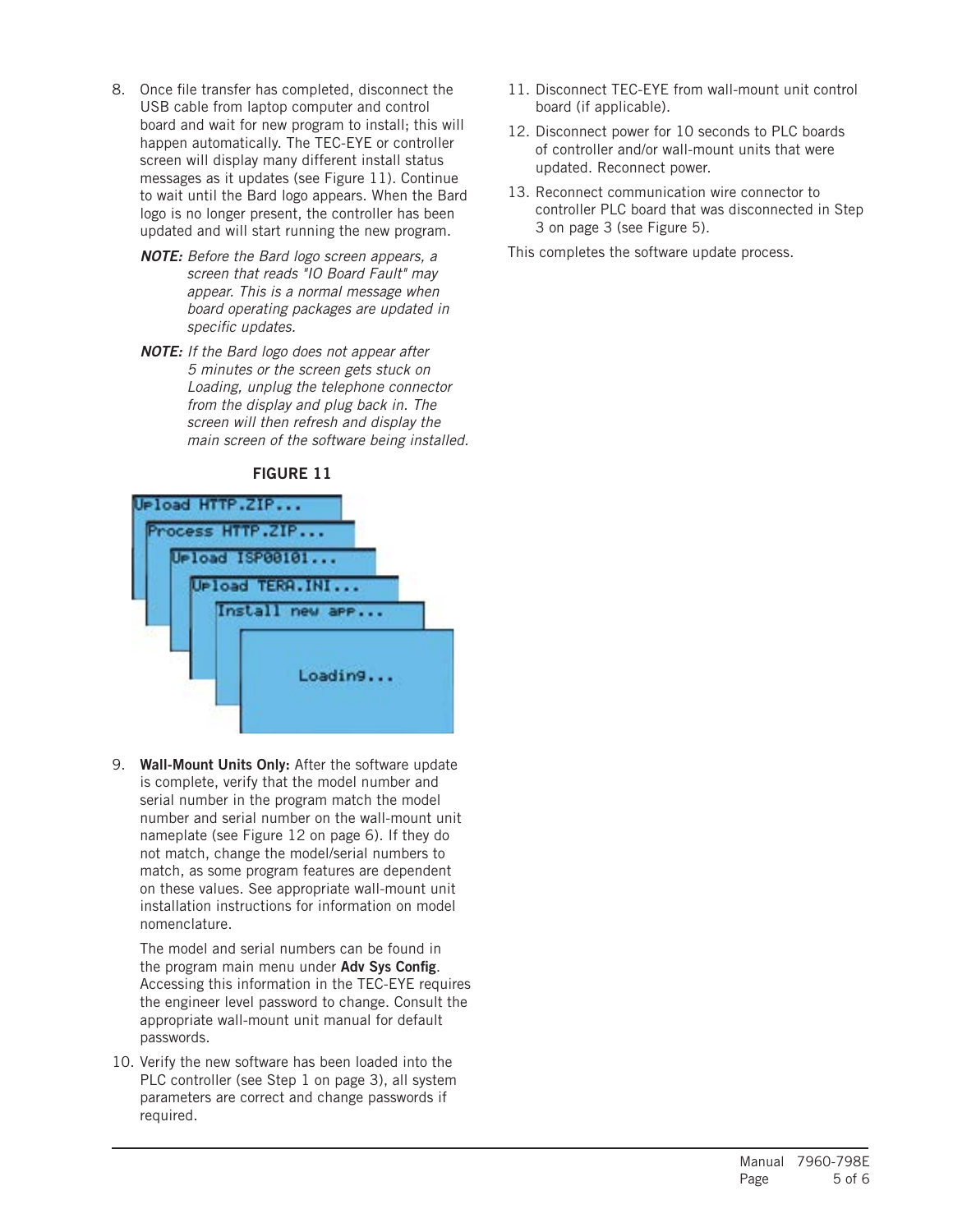8. Once file transfer has completed, disconnect the USB cable from laptop computer and control board and wait for new program to install; this will happen automatically. The TEC-EYE or controller screen will display many different install status messages as it updates (see Figure 11). Continue to wait until the Bard logo appears. When the Bard logo is no longer present, the controller has been updated and will start running the new program.

   ***NOTE:*** *Before the Bard logo screen appears, a screen that reads "IO Board Fault" may appear. This is a normal message when board operating packages are updated in specific updates.*

   ***NOTE:*** *If the Bard logo does not appear after 5 minutes or the screen gets stuck on Loading, unplug the telephone connector from the display and plug back in. The screen will then refresh and display the main screen of the software being installed.*

**FIGURE 11**

```
Upload HTTP.ZIP...
Process HTTP.ZIP...
Upload ISP00101...
Upload TERA.INI...
Install new app...
Loading...
```

9. **Wall-Mount Units Only:** After the software update is complete, verify that the model number and serial number in the program match the model number and serial number on the wall-mount unit nameplate (see Figure 12 on page 6). If they do not match, change the model/serial numbers to match, as some program features are dependent on these values. See appropriate wall-mount unit installation instructions for information on model nomenclature.

   The model and serial numbers can be found in the program main menu under **Adv Sys Config**. Accessing this information in the TEC-EYE requires the engineer level password to change. Consult the appropriate wall-mount unit manual for default passwords.

10. Verify the new software has been loaded into the PLC controller (see Step 1 on page 3), all system parameters are correct and change passwords if required.

11. Disconnect TEC-EYE from wall-mount unit control board (if applicable).

12. Disconnect power for 10 seconds to PLC boards of controller and/or wall-mount units that were updated. Reconnect power.

13. Reconnect communication wire connector to controller PLC board that was disconnected in Step 3 on page 3 (see Figure 5).

This completes the software update process.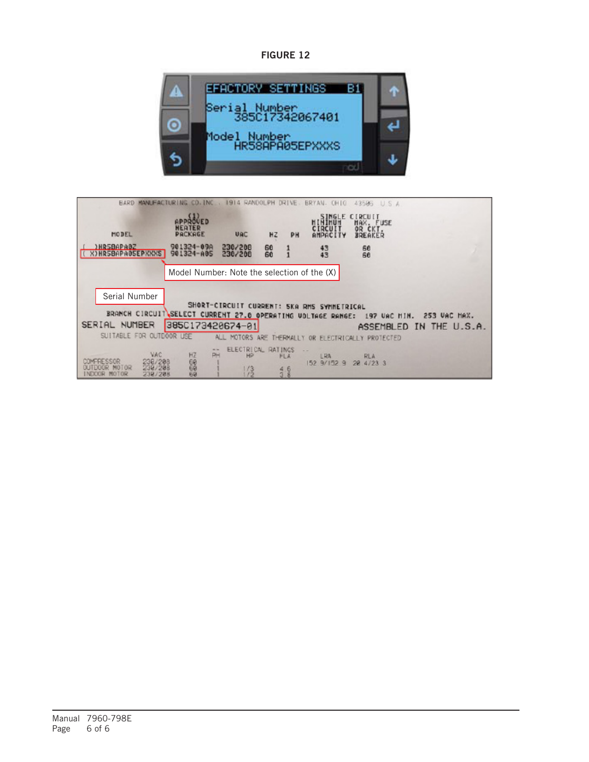**FIGURE 12**

EFACTORY SETTINGS B1

Serial Number
385C17342067401

Model Number
HR58APA05EPXXXS

BARD MANUFACTURING CO. INC. 1914 RANDOLPH DRIVE BRYAN, OHIO 43506 U.S.A.

| MODEL | (1) APPROVED HEATER PACKAGE | VAC | HZ | PH | SINGLE CIRCUIT MINIMUM CIRCUIT AMPACITY | SINGLE CIRCUIT MAX. FUSE OR CKT. BREAKER |
|---|---|---|---|---|---|---|
| ( )HR58APA0Z | 901324-09A | 230/208 | 60 | 1 | 43 | 60 |
| ( X)HR58APA05EPXXXS | 901324-A05 | 230/208 | 60 | 1 | 43 | 60 |

Model Number: Note the selection of the (X)

Serial Number

SHORT-CIRCUIT CURRENT: 5KA RMS SYMMETRICAL

BRANCH CIRCUIT SELECT CURRENT 27.0 OPERATING VOLTAGE RANGE: 197 VAC MIN. 253 VAC MAX.

SERIAL NUMBER 385C173420674-01 ASSEMBLED IN THE U.S.A.

SUITABLE FOR OUTDOOR USE ALL MOTORS ARE THERMALLY OR ELECTRICALLY PROTECTED

| -- ELECTRICAL RATINGS -- | VAC | HZ | PH | HP | FLA | LRA | RLA |
|---|---|---|---|---|---|---|---|
| COMPRESSOR | 230/208 | 60 | 1 | | | 152.9/152.9 | 20.4/23.3 |
| OUTDOOR MOTOR | 230/208 | 60 | 1 | 1/3 | 4.6 | | |
| INDOOR MOTOR | 230/208 | 60 | 1 | 1/2 | 3.8 | | |

Manual 7960-798E